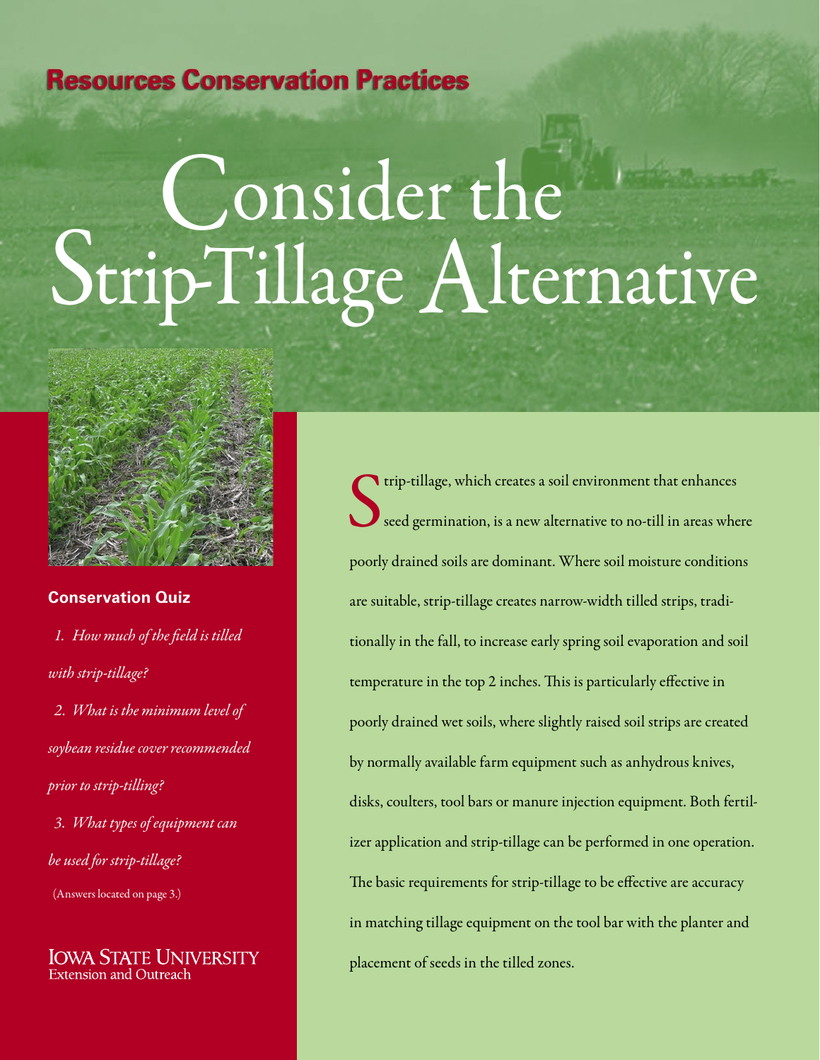**Resources Conservation Practices**

# Consider the Strip-Tillage Alternative

### Conservation Quiz

*1. How much of the field is tilled with strip-tillage?*

*2. What is the minimum level of soybean residue cover recommended prior to strip-tilling?*

*3. What types of equipment can be used for strip-tillage?*

(Answers located on page 3.)

IOWA STATE UNIVERSITY
Extension and Outreach

Strip-tillage, which creates a soil environment that enhances seed germination, is a new alternative to no-till in areas where poorly drained soils are dominant. Where soil moisture conditions are suitable, strip-tillage creates narrow-width tilled strips, traditionally in the fall, to increase early spring soil evaporation and soil temperature in the top 2 inches. This is particularly effective in poorly drained wet soils, where slightly raised soil strips are created by normally available farm equipment such as anhydrous knives, disks, coulters, tool bars or manure injection equipment. Both fertilizer application and strip-tillage can be performed in one operation. The basic requirements for strip-tillage to be effective are accuracy in matching tillage equipment on the tool bar with the planter and placement of seeds in the tilled zones.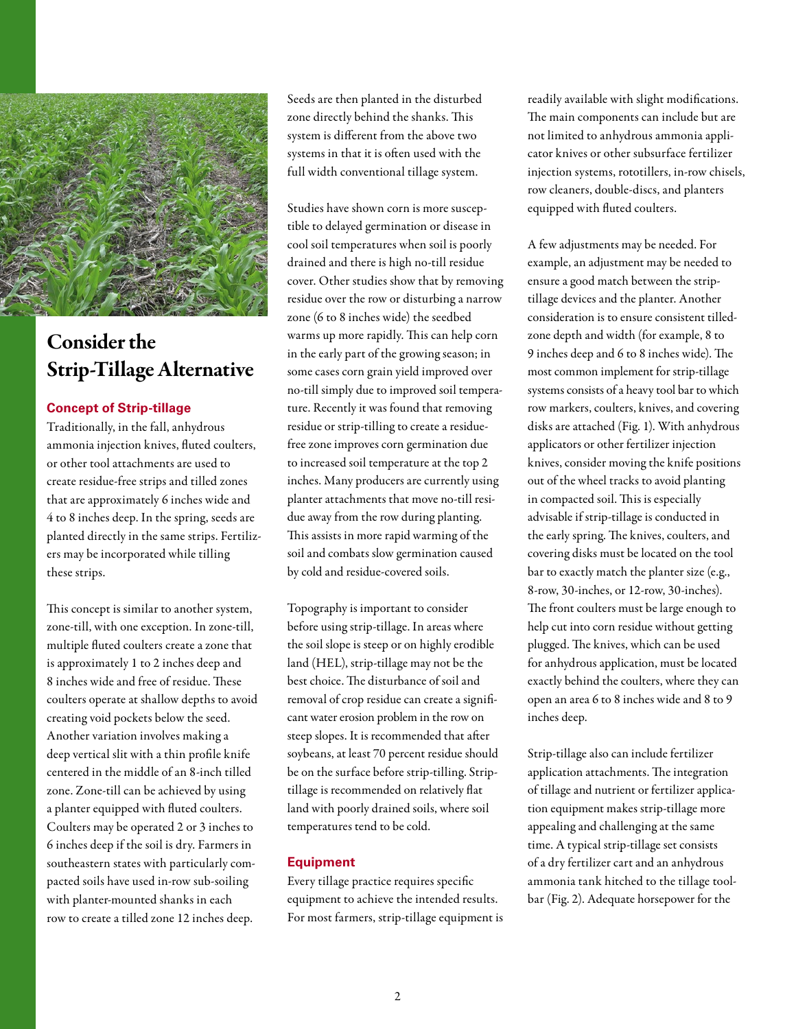# Consider the Strip-Tillage Alternative

## Concept of Strip-tillage

Traditionally, in the fall, anhydrous ammonia injection knives, fluted coulters, or other tool attachments are used to create residue-free strips and tilled zones that are approximately 6 inches wide and 4 to 8 inches deep. In the spring, seeds are planted directly in the same strips. Fertilizers may be incorporated while tilling these strips.

This concept is similar to another system, zone-till, with one exception. In zone-till, multiple fluted coulters create a zone that is approximately 1 to 2 inches deep and 8 inches wide and free of residue. These coulters operate at shallow depths to avoid creating void pockets below the seed. Another variation involves making a deep vertical slit with a thin profile knife centered in the middle of an 8-inch tilled zone. Zone-till can be achieved by using a planter equipped with fluted coulters. Coulters may be operated 2 or 3 inches to 6 inches deep if the soil is dry. Farmers in southeastern states with particularly compacted soils have used in-row sub-soiling with planter-mounted shanks in each row to create a tilled zone 12 inches deep. Seeds are then planted in the disturbed zone directly behind the shanks. This system is different from the above two systems in that it is often used with the full width conventional tillage system.

Studies have shown corn is more susceptible to delayed germination or disease in cool soil temperatures when soil is poorly drained and there is high no-till residue cover. Other studies show that by removing residue over the row or disturbing a narrow zone (6 to 8 inches wide) the seedbed warms up more rapidly. This can help corn in the early part of the growing season; in some cases corn grain yield improved over no-till simply due to improved soil temperature. Recently it was found that removing residue or strip-tilling to create a residue-free zone improves corn germination due to increased soil temperature at the top 2 inches. Many producers are currently using planter attachments that move no-till residue away from the row during planting. This assists in more rapid warming of the soil and combats slow germination caused by cold and residue-covered soils.

Topography is important to consider before using strip-tillage. In areas where the soil slope is steep or on highly erodible land (HEL), strip-tillage may not be the best choice. The disturbance of soil and removal of crop residue can create a significant water erosion problem in the row on steep slopes. It is recommended that after soybeans, at least 70 percent residue should be on the surface before strip-tilling. Strip-tillage is recommended on relatively flat land with poorly drained soils, where soil temperatures tend to be cold.

## Equipment

Every tillage practice requires specific equipment to achieve the intended results. For most farmers, strip-tillage equipment is readily available with slight modifications. The main components can include but are not limited to anhydrous ammonia applicator knives or other subsurface fertilizer injection systems, rototillers, in-row chisels, row cleaners, double-discs, and planters equipped with fluted coulters.

A few adjustments may be needed. For example, an adjustment may be needed to ensure a good match between the strip-tillage devices and the planter. Another consideration is to ensure consistent tilled-zone depth and width (for example, 8 to 9 inches deep and 6 to 8 inches wide). The most common implement for strip-tillage systems consists of a heavy tool bar to which row markers, coulters, knives, and covering disks are attached (Fig. 1). With anhydrous applicators or other fertilizer injection knives, consider moving the knife positions out of the wheel tracks to avoid planting in compacted soil. This is especially advisable if strip-tillage is conducted in the early spring. The knives, coulters, and covering disks must be located on the tool bar to exactly match the planter size (e.g., 8-row, 30-inches, or 12-row, 30-inches). The front coulters must be large enough to help cut into corn residue without getting plugged. The knives, which can be used for anhydrous application, must be located exactly behind the coulters, where they can open an area 6 to 8 inches wide and 8 to 9 inches deep.

Strip-tillage also can include fertilizer application attachments. The integration of tillage and nutrient or fertilizer application equipment makes strip-tillage more appealing and challenging at the same time. A typical strip-tillage set consists of a dry fertilizer cart and an anhydrous ammonia tank hitched to the tillage toolbar (Fig. 2). Adequate horsepower for the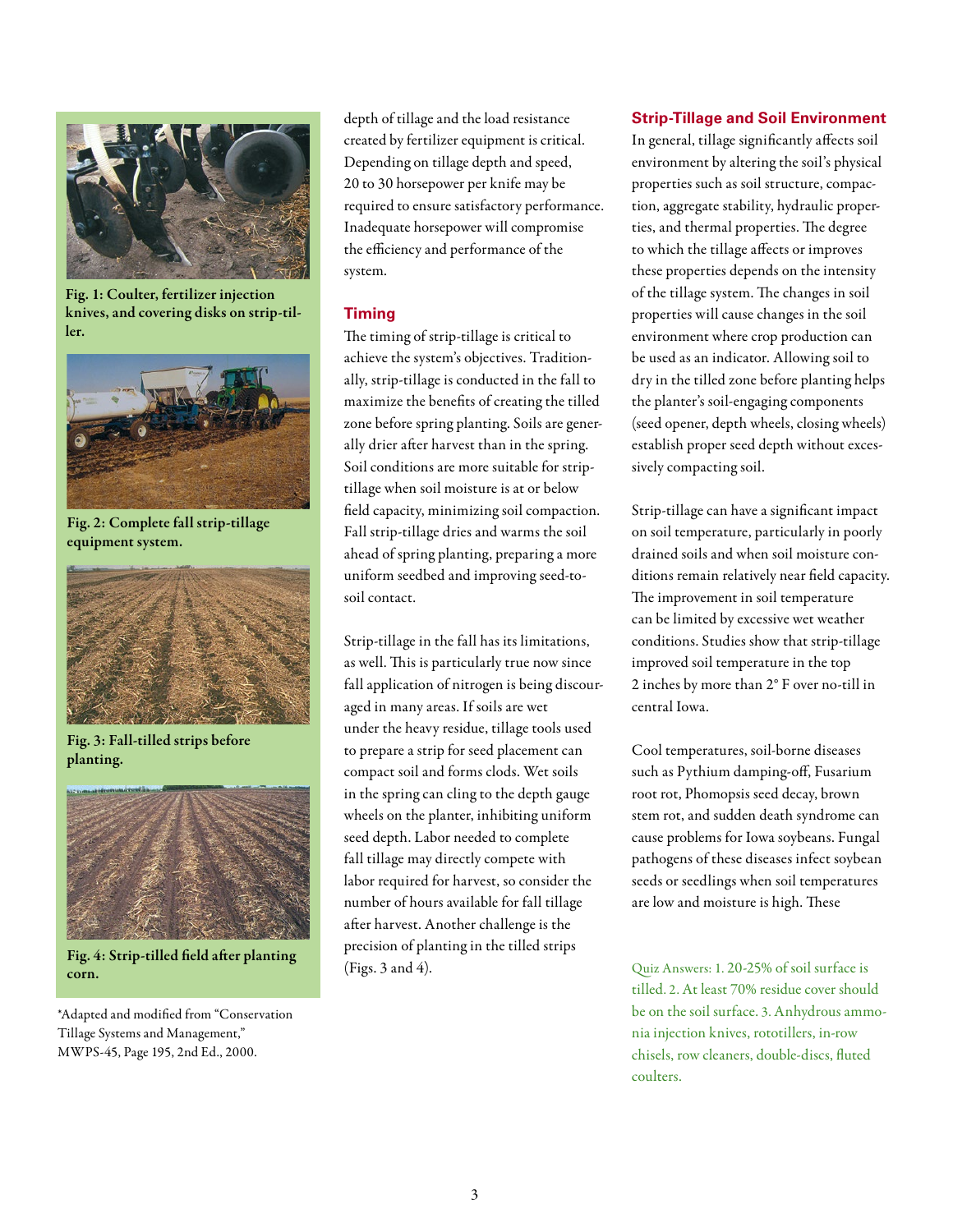Fig. 1: Coulter, fertilizer injection knives, and covering disks on strip-tiller.

Fig. 2: Complete fall strip-tillage equipment system.

Fig. 3: Fall-tilled strips before planting.

Fig. 4: Strip-tilled field after planting corn.

*Adapted and modified from "Conservation Tillage Systems and Management," MWPS-45, Page 195, 2nd Ed., 2000.

depth of tillage and the load resistance created by fertilizer equipment is critical. Depending on tillage depth and speed, 20 to 30 horsepower per knife may be required to ensure satisfactory performance. Inadequate horsepower will compromise the efficiency and performance of the system.

## Timing

The timing of strip-tillage is critical to achieve the system's objectives. Traditionally, strip-tillage is conducted in the fall to maximize the benefits of creating the tilled zone before spring planting. Soils are generally drier after harvest than in the spring. Soil conditions are more suitable for strip-tillage when soil moisture is at or below field capacity, minimizing soil compaction. Fall strip-tillage dries and warms the soil ahead of spring planting, preparing a more uniform seedbed and improving seed-to-soil contact.

Strip-tillage in the fall has its limitations, as well. This is particularly true now since fall application of nitrogen is being discouraged in many areas. If soils are wet under the heavy residue, tillage tools used to prepare a strip for seed placement can compact soil and forms clods. Wet soils in the spring can cling to the depth gauge wheels on the planter, inhibiting uniform seed depth. Labor needed to complete fall tillage may directly compete with labor required for harvest, so consider the number of hours available for fall tillage after harvest. Another challenge is the precision of planting in the tilled strips (Figs. 3 and 4).

## Strip-Tillage and Soil Environment

In general, tillage significantly affects soil environment by altering the soil's physical properties such as soil structure, compaction, aggregate stability, hydraulic properties, and thermal properties. The degree to which the tillage affects or improves these properties depends on the intensity of the tillage system. The changes in soil properties will cause changes in the soil environment where crop production can be used as an indicator. Allowing soil to dry in the tilled zone before planting helps the planter's soil-engaging components (seed opener, depth wheels, closing wheels) establish proper seed depth without excessively compacting soil.

Strip-tillage can have a significant impact on soil temperature, particularly in poorly drained soils and when soil moisture conditions remain relatively near field capacity. The improvement in soil temperature can be limited by excessive wet weather conditions. Studies show that strip-tillage improved soil temperature in the top 2 inches by more than 2° F over no-till in central Iowa.

Cool temperatures, soil-borne diseases such as Pythium damping-off, Fusarium root rot, Phomopsis seed decay, brown stem rot, and sudden death syndrome can cause problems for Iowa soybeans. Fungal pathogens of these diseases infect soybean seeds or seedlings when soil temperatures are low and moisture is high. These

Quiz Answers: 1. 20-25% of soil surface is tilled. 2. At least 70% residue cover should be on the soil surface. 3. Anhydrous ammonia injection knives, rototillers, in-row chisels, row cleaners, double-discs, fluted coulters.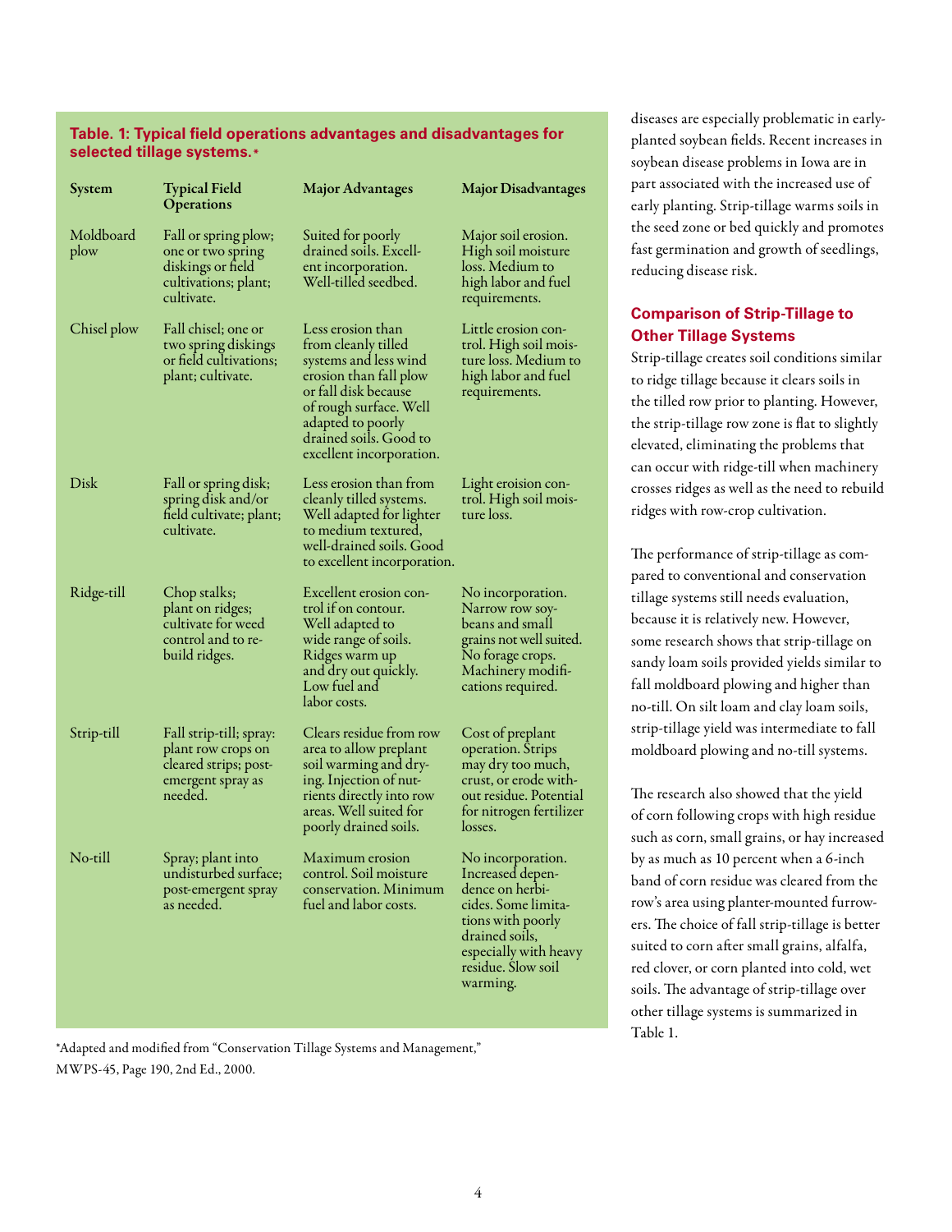**Table. 1: Typical field operations advantages and disadvantages for selected tillage systems.***

| System | Typical Field Operations | Major Advantages | Major Disadvantages |
|---|---|---|---|
| Moldboard plow | Fall or spring plow; one or two spring diskings or field cultivations; plant; cultivate. | Suited for poorly drained soils. Excellent incorporation. Well-tilled seedbed. | Major soil erosion. High soil moisture loss. Medium to high labor and fuel requirements. |
| Chisel plow | Fall chisel; one or two spring diskings or field cultivations; plant; cultivate. | Less erosion than from cleanly tilled systems and less wind erosion than fall plow or fall disk because of rough surface. Well adapted to poorly drained soils. Good to excellent incorporation. | Little erosion control. High soil moisture loss. Medium to high labor and fuel requirements. |
| Disk | Fall or spring disk; spring disk and/or field cultivate; plant; cultivate. | Less erosion than from cleanly tilled systems. Well adapted for lighter to medium textured, well-drained soils. Good to excellent incorporation. | Light eroision control. High soil moisture loss. |
| Ridge-till | Chop stalks; plant on ridges; cultivate for weed control and to rebuild ridges. | Excellent erosion control if on contour. Well adapted to wide range of soils. Ridges warm up and dry out quickly. Low fuel and labor costs. | No incorporation. Narrow row soybeans and small grains not well suited. No forage crops. Machinery modifications required. |
| Strip-till | Fall strip-till; spray: plant row crops on cleared strips; post-emergent spray as needed. | Clears residue from row area to allow preplant soil warming and drying. Injection of nutrients directly into row areas. Well suited for poorly drained soils. | Cost of preplant operation. Strips may dry too much, crust, or erode without residue. Potential for nitrogen fertilizer losses. |
| No-till | Spray; plant into undisturbed surface; post-emergent spray as needed. | Maximum erosion control. Soil moisture conservation. Minimum fuel and labor costs. | No incorporation. Increased dependence on herbicides. Some limitations with poorly drained soils, especially with heavy residue. Slow soil warming. |

*Adapted and modified from "Conservation Tillage Systems and Management," MWPS-45, Page 190, 2nd Ed., 2000.

diseases are especially problematic in early-planted soybean fields. Recent increases in soybean disease problems in Iowa are in part associated with the increased use of early planting. Strip-tillage warms soils in the seed zone or bed quickly and promotes fast germination and growth of seedlings, reducing disease risk.

### Comparison of Strip-Tillage to Other Tillage Systems

Strip-tillage creates soil conditions similar to ridge tillage because it clears soils in the tilled row prior to planting. However, the strip-tillage row zone is flat to slightly elevated, eliminating the problems that can occur with ridge-till when machinery crosses ridges as well as the need to rebuild ridges with row-crop cultivation.

The performance of strip-tillage as compared to conventional and conservation tillage systems still needs evaluation, because it is relatively new. However, some research shows that strip-tillage on sandy loam soils provided yields similar to fall moldboard plowing and higher than no-till. On silt loam and clay loam soils, strip-tillage yield was intermediate to fall moldboard plowing and no-till systems.

The research also showed that the yield of corn following crops with high residue such as corn, small grains, or hay increased by as much as 10 percent when a 6-inch band of corn residue was cleared from the row's area using planter-mounted furrowers. The choice of fall strip-tillage is better suited to corn after small grains, alfalfa, red clover, or corn planted into cold, wet soils. The advantage of strip-tillage over other tillage systems is summarized in Table 1.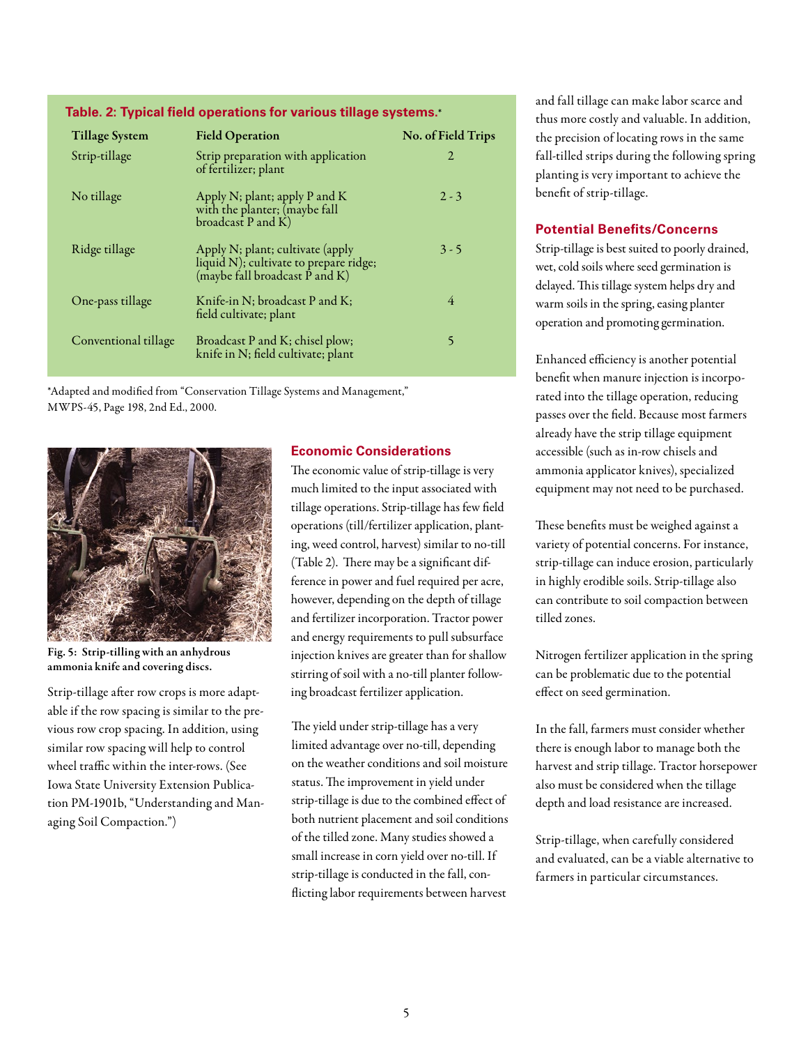**Table. 2: Typical field operations for various tillage systems.***

| Tillage System | Field Operation | No. of Field Trips |
|---|---|---|
| Strip-tillage | Strip preparation with application of fertilizer; plant | 2 |
| No tillage | Apply N; plant; apply P and K with the planter; (maybe fall broadcast P and K) | 2 - 3 |
| Ridge tillage | Apply N; plant; cultivate (apply liquid N); cultivate to prepare ridge; (maybe fall broadcast P and K) | 3 - 5 |
| One-pass tillage | Knife-in N; broadcast P and K; field cultivate; plant | 4 |
| Conventional tillage | Broadcast P and K; chisel plow; knife in N; field cultivate; plant | 5 |

*Adapted and modified from "Conservation Tillage Systems and Management," MWPS-45, Page 198, 2nd Ed., 2000.

**Fig. 5: Strip-tilling with an anhydrous ammonia knife and covering discs.**

Strip-tillage after row crops is more adaptable if the row spacing is similar to the previous row crop spacing. In addition, using similar row spacing will help to control wheel traffic within the inter-rows. (See Iowa State University Extension Publication PM-1901b, "Understanding and Managing Soil Compaction.")

## Economic Considerations

The economic value of strip-tillage is very much limited to the input associated with tillage operations. Strip-tillage has few field operations (till/fertilizer application, planting, weed control, harvest) similar to no-till (Table 2). There may be a significant difference in power and fuel required per acre, however, depending on the depth of tillage and fertilizer incorporation. Tractor power and energy requirements to pull subsurface injection knives are greater than for shallow stirring of soil with a no-till planter following broadcast fertilizer application.

The yield under strip-tillage has a very limited advantage over no-till, depending on the weather conditions and soil moisture status. The improvement in yield under strip-tillage is due to the combined effect of both nutrient placement and soil conditions of the tilled zone. Many studies showed a small increase in corn yield over no-till. If strip-tillage is conducted in the fall, conflicting labor requirements between harvest and fall tillage can make labor scarce and thus more costly and valuable. In addition, the precision of locating rows in the same fall-tilled strips during the following spring planting is very important to achieve the benefit of strip-tillage.

## Potential Benefits/Concerns

Strip-tillage is best suited to poorly drained, wet, cold soils where seed germination is delayed. This tillage system helps dry and warm soils in the spring, easing planter operation and promoting germination.

Enhanced efficiency is another potential benefit when manure injection is incorporated into the tillage operation, reducing passes over the field. Because most farmers already have the strip tillage equipment accessible (such as in-row chisels and ammonia applicator knives), specialized equipment may not need to be purchased.

These benefits must be weighed against a variety of potential concerns. For instance, strip-tillage can induce erosion, particularly in highly erodible soils. Strip-tillage also can contribute to soil compaction between tilled zones.

Nitrogen fertilizer application in the spring can be problematic due to the potential effect on seed germination.

In the fall, farmers must consider whether there is enough labor to manage both the harvest and strip tillage. Tractor horsepower also must be considered when the tillage depth and load resistance are increased.

Strip-tillage, when carefully considered and evaluated, can be a viable alternative to farmers in particular circumstances.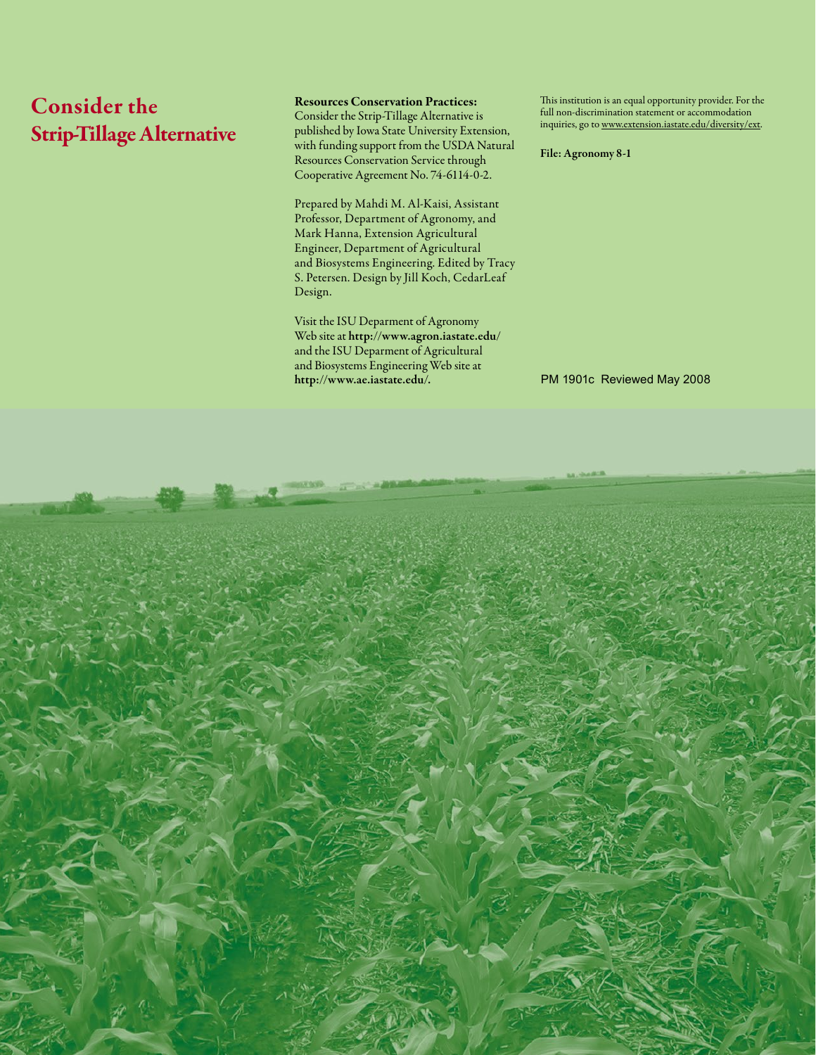# Consider the Strip-Tillage Alternative

**Resources Conservation Practices:** Consider the Strip-Tillage Alternative is published by Iowa State University Extension, with funding support from the USDA Natural Resources Conservation Service through Cooperative Agreement No. 74-6114-0-2.

Prepared by Mahdi M. Al-Kaisi, Assistant Professor, Department of Agronomy, and Mark Hanna, Extension Agricultural Engineer, Department of Agricultural and Biosystems Engineering. Edited by Tracy S. Petersen. Design by Jill Koch, CedarLeaf Design.

Visit the ISU Deparment of Agronomy Web site at **http://www.agron.iastate.edu/** and the ISU Deparment of Agricultural and Biosystems Engineering Web site at **http://www.ae.iastate.edu/.**

This institution is an equal opportunity provider. For the full non-discrimination statement or accommodation inquiries, go to www.extension.iastate.edu/diversity/ext.

**File: Agronomy 8-1**

PM 1901c Reviewed May 2008